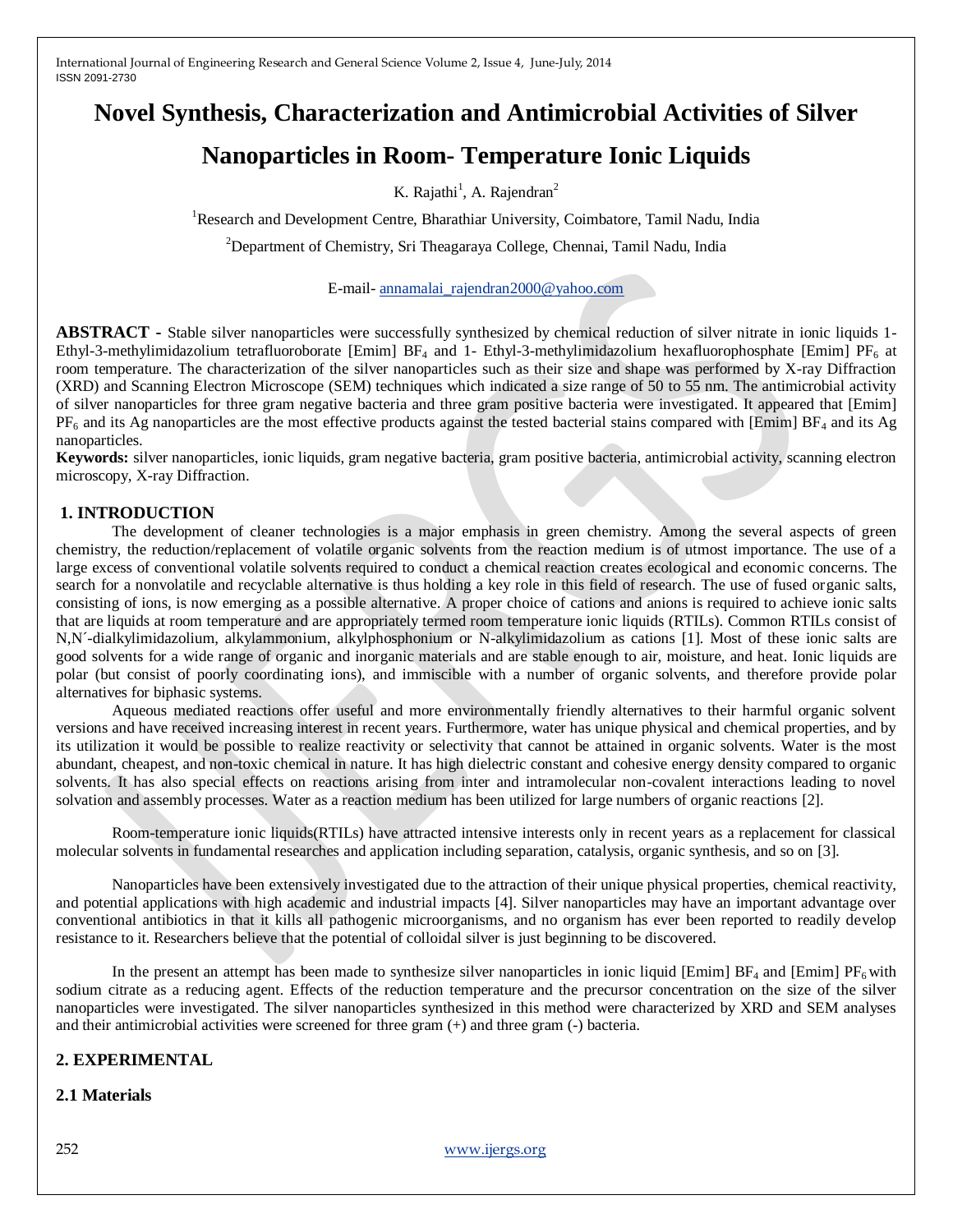# Novel Synthesis, Characterization and Antimicrobial Activities of Silver Nanoparticles in Room- Temperature Ionic Liquids

K. Rajathi[1], A. Rajendran[2]

[1]Research and Development Centre, Bharathiar University, Coimbatore, Tamil Nadu, India

[2]Department of Chemistry, Sri Theagaraya College, Chennai, Tamil Nadu, India

E-mail- annamalai_rajendran2000@yahoo.com

**ABSTRACT -** Stable silver nanoparticles were successfully synthesized by chemical reduction of silver nitrate in ionic liquids 1-Ethyl-3-methylimidazolium tetrafluoroborate [Emim] $BF_4$ and 1- Ethyl-3-methylimidazolium hexafluorophosphate [Emim] $PF_6$ at room temperature. The characterization of the silver nanoparticles such as their size and shape was performed by X-ray Diffraction (XRD) and Scanning Electron Microscope (SEM) techniques which indicated a size range of 50 to 55 nm. The antimicrobial activity of silver nanoparticles for three gram negative bacteria and three gram positive bacteria were investigated. It appeared that [Emim] $PF_6$ and its Ag nanoparticles are the most effective products against the tested bacterial stains compared with [Emim] $BF_4$ and its Ag nanoparticles.

**Keywords:** silver nanoparticles, ionic liquids, gram negative bacteria, gram positive bacteria, antimicrobial activity, scanning electron microscopy, X-ray Diffraction.

## 1. INTRODUCTION

The development of cleaner technologies is a major emphasis in green chemistry. Among the several aspects of green chemistry, the reduction/replacement of volatile organic solvents from the reaction medium is of utmost importance. The use of a large excess of conventional volatile solvents required to conduct a chemical reaction creates ecological and economic concerns. The search for a nonvolatile and recyclable alternative is thus holding a key role in this field of research. The use of fused organic salts, consisting of ions, is now emerging as a possible alternative. A proper choice of cations and anions is required to achieve ionic salts that are liquids at room temperature and are appropriately termed room temperature ionic liquids (RTILs). Common RTILs consist of N,N´-dialkylimidazolium, alkylammonium, alkylphosphonium or N-alkylimidazolium as cations [1]. Most of these ionic salts are good solvents for a wide range of organic and inorganic materials and are stable enough to air, moisture, and heat. Ionic liquids are polar (but consist of poorly coordinating ions), and immiscible with a number of organic solvents, and therefore provide polar alternatives for biphasic systems.

Aqueous mediated reactions offer useful and more environmentally friendly alternatives to their harmful organic solvent versions and have received increasing interest in recent years. Furthermore, water has unique physical and chemical properties, and by its utilization it would be possible to realize reactivity or selectivity that cannot be attained in organic solvents. Water is the most abundant, cheapest, and non-toxic chemical in nature. It has high dielectric constant and cohesive energy density compared to organic solvents. It has also special effects on reactions arising from inter and intramolecular non-covalent interactions leading to novel solvation and assembly processes. Water as a reaction medium has been utilized for large numbers of organic reactions [2].

Room-temperature ionic liquids(RTILs) have attracted intensive interests only in recent years as a replacement for classical molecular solvents in fundamental researches and application including separation, catalysis, organic synthesis, and so on [3].

Nanoparticles have been extensively investigated due to the attraction of their unique physical properties, chemical reactivity, and potential applications with high academic and industrial impacts [4]. Silver nanoparticles may have an important advantage over conventional antibiotics in that it kills all pathogenic microorganisms, and no organism has ever been reported to readily develop resistance to it. Researchers believe that the potential of colloidal silver is just beginning to be discovered.

In the present an attempt has been made to synthesize silver nanoparticles in ionic liquid [Emim] $BF_4$ and [Emim] $PF_6$ with sodium citrate as a reducing agent. Effects of the reduction temperature and the precursor concentration on the size of the silver nanoparticles were investigated. The silver nanoparticles synthesized in this method were characterized by XRD and SEM analyses and their antimicrobial activities were screened for three gram (+) and three gram (-) bacteria.

## 2. EXPERIMENTAL

### 2.1 Materials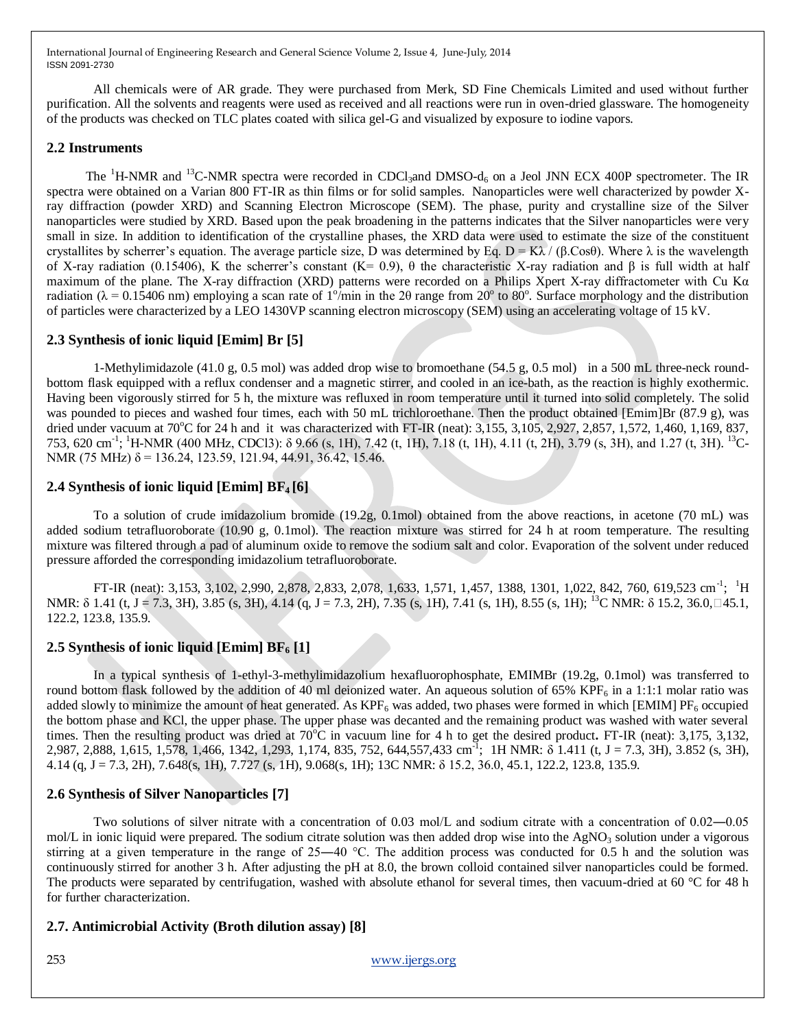All chemicals were of AR grade. They were purchased from Merk, SD Fine Chemicals Limited and used without further purification. All the solvents and reagents were used as received and all reactions were run in oven-dried glassware. The homogeneity of the products was checked on TLC plates coated with silica gel-G and visualized by exposure to iodine vapors.

## 2.2 Instruments

The $^1$H-NMR and $^{13}$C-NMR spectra were recorded in $CDCl_3$and DMSO-$d_6$ on a Jeol JNN ECX 400P spectrometer. The IR spectra were obtained on a Varian 800 FT-IR as thin films or for solid samples. Nanoparticles were well characterized by powder X-ray diffraction (powder XRD) and Scanning Electron Microscope (SEM). The phase, purity and crystalline size of the Silver nanoparticles were studied by XRD. Based upon the peak broadening in the patterns indicates that the Silver nanoparticles were very small in size. In addition to identification of the crystalline phases, the XRD data were used to estimate the size of the constituent crystallites by scherrer's equation. The average particle size, D was determined by Eq. $D = K\lambda / (\beta.\text{Cos}\theta)$. Where $\lambda$ is the wavelength of X-ray radiation (0.15406), K the scherrer's constant (K= 0.9), $\theta$ the characteristic X-ray radiation and $\beta$ is full width at half maximum of the plane. The X-ray diffraction (XRD) patterns were recorded on a Philips Xpert X-ray diffractometer with Cu K$\alpha$ radiation ($\lambda$ = 0.15406 nm) employing a scan rate of 1$^o$/min in the 2$\theta$ range from 20$^o$ to 80$^o$. Surface morphology and the distribution of particles were characterized by a LEO 1430VP scanning electron microscopy (SEM) using an accelerating voltage of 15 kV.

## 2.3 Synthesis of ionic liquid [Emim] Br [5]

1-Methylimidazole (41.0 g, 0.5 mol) was added drop wise to bromoethane (54.5 g, 0.5 mol) in a 500 mL three-neck round-bottom flask equipped with a reflux condenser and a magnetic stirrer, and cooled in an ice-bath, as the reaction is highly exothermic. Having been vigorously stirred for 5 h, the mixture was refluxed in room temperature until it turned into solid completely. The solid was pounded to pieces and washed four times, each with 50 mL trichloroethane. Then the product obtained [Emim]Br (87.9 g), was dried under vacuum at 70$^o$C for 24 h and it was characterized with FT-IR (neat): 3,155, 3,105, 2,927, 2,857, 1,572, 1,460, 1,169, 837, 753, 620 cm$^{-1}$; $^1$H-NMR (400 MHz, CDCl3): $\delta$ 9.66 (s, 1H), 7.42 (t, 1H), 7.18 (t, 1H), 4.11 (t, 2H), 3.79 (s, 3H), and 1.27 (t, 3H). $^{13}$C-NMR (75 MHz) $\delta$ = 136.24, 123.59, 121.94, 44.91, 36.42, 15.46.

## 2.4 Synthesis of ionic liquid [Emim] $BF_4$ [6]

To a solution of crude imidazolium bromide (19.2g, 0.1mol) obtained from the above reactions, in acetone (70 mL) was added sodium tetrafluoroborate (10.90 g, 0.1mol). The reaction mixture was stirred for 24 h at room temperature. The resulting mixture was filtered through a pad of aluminum oxide to remove the sodium salt and color. Evaporation of the solvent under reduced pressure afforded the corresponding imidazolium tetrafluoroborate.

FT-IR (neat): 3,153, 3,102, 2,990, 2,878, 2,833, 2,078, 1,633, 1,571, 1,457, 1388, 1301, 1,022, 842, 760, 619,523 cm$^{-1}$; $^1$H NMR: $\delta$ 1.41 (t, J = 7.3, 3H), 3.85 (s, 3H), 4.14 (q, J = 7.3, 2H), 7.35 (s, 1H), 7.41 (s, 1H), 8.55 (s, 1H); $^{13}$C NMR: $\delta$ 15.2, 36.0, 45.1, 122.2, 123.8, 135.9.

## 2.5 Synthesis of ionic liquid [Emim] $BF_6$ [1]

In a typical synthesis of 1-ethyl-3-methylimidazolium hexafluorophosphate, EMIMBr (19.2g, 0.1mol) was transferred to round bottom flask followed by the addition of 40 ml deionized water. An aqueous solution of 65% $KPF_6$ in a 1:1:1 molar ratio was added slowly to minimize the amount of heat generated. As $KPF_6$ was added, two phases were formed in which [EMIM] $PF_6$ occupied the bottom phase and KCl, the upper phase. The upper phase was decanted and the remaining product was washed with water several times. Then the resulting product was dried at 70$^o$C in vacuum line for 4 h to get the desired product**.** FT-IR (neat): 3,175, 3,132, 2,987, 2,888, 1,615, 1,578, 1,466, 1342, 1,293, 1,174, 835, 752, 644,557,433 cm$^{-1}$; 1H NMR: $\delta$ 1.411 (t, J = 7.3, 3H), 3.852 (s, 3H), 4.14 (q, J = 7.3, 2H), 7.648(s, 1H), 7.727 (s, 1H), 9.068(s, 1H); 13C NMR: $\delta$ 15.2, 36.0, 45.1, 122.2, 123.8, 135.9.

## 2.6 Synthesis of Silver Nanoparticles [7]

Two solutions of silver nitrate with a concentration of 0.03 mol/L and sodium citrate with a concentration of 0.02—0.05 mol/L in ionic liquid were prepared. The sodium citrate solution was then added drop wise into the $AgNO_3$ solution under a vigorous stirring at a given temperature in the range of 25—40 °C. The addition process was conducted for 0.5 h and the solution was continuously stirred for another 3 h. After adjusting the pH at 8.0, the brown colloid contained silver nanoparticles could be formed. The products were separated by centrifugation, washed with absolute ethanol for several times, then vacuum-dried at 60 °C for 48 h for further characterization.

## 2.7. Antimicrobial Activity (Broth dilution assay) [8]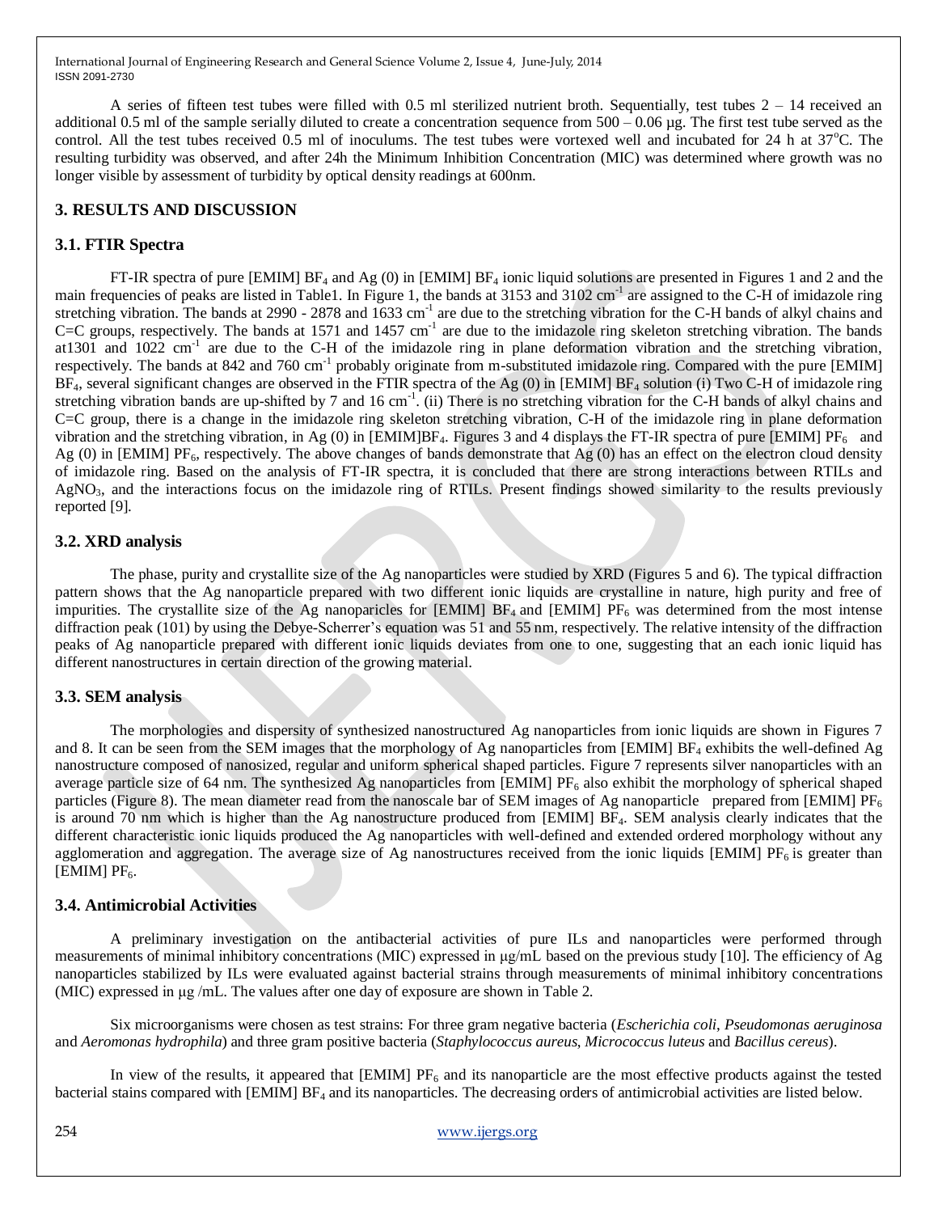A series of fifteen test tubes were filled with 0.5 ml sterilized nutrient broth. Sequentially, test tubes 2 – 14 received an additional 0.5 ml of the sample serially diluted to create a concentration sequence from 500 – 0.06 µg. The first test tube served as the control. All the test tubes received 0.5 ml of inoculums. The test tubes were vortexed well and incubated for 24 h at 37°C. The resulting turbidity was observed, and after 24h the Minimum Inhibition Concentration (MIC) was determined where growth was no longer visible by assessment of turbidity by optical density readings at 600nm.

## 3. RESULTS AND DISCUSSION

### 3.1. FTIR Spectra

FT-IR spectra of pure [EMIM] $BF_4$ and Ag (0) in [EMIM] $BF_4$ ionic liquid solutions are presented in Figures 1 and 2 and the main frequencies of peaks are listed in Table1. In Figure 1, the bands at 3153 and 3102 $cm^{-1}$ are assigned to the C-H of imidazole ring stretching vibration. The bands at 2990 - 2878 and 1633 $cm^{-1}$ are due to the stretching vibration for the C-H bands of alkyl chains and C=C groups, respectively. The bands at 1571 and 1457 $cm^{-1}$ are due to the imidazole ring skeleton stretching vibration. The bands at1301 and 1022 $cm^{-1}$ are due to the C-H of the imidazole ring in plane deformation vibration and the stretching vibration, respectively. The bands at 842 and 760 $cm^{-1}$ probably originate from m-substituted imidazole ring. Compared with the pure [EMIM] $BF_4$, several significant changes are observed in the FTIR spectra of the Ag (0) in [EMIM] $BF_4$ solution (i) Two C-H of imidazole ring stretching vibration bands are up-shifted by 7 and 16 $cm^{-1}$. (ii) There is no stretching vibration for the C-H bands of alkyl chains and C=C group, there is a change in the imidazole ring skeleton stretching vibration, C-H of the imidazole ring in plane deformation vibration and the stretching vibration, in Ag (0) in [EMIM]$BF_4$. Figures 3 and 4 displays the FT-IR spectra of pure [EMIM] $PF_6$ and Ag (0) in [EMIM] $PF_6$, respectively. The above changes of bands demonstrate that Ag (0) has an effect on the electron cloud density of imidazole ring. Based on the analysis of FT-IR spectra, it is concluded that there are strong interactions between RTILs and $AgNO_3$, and the interactions focus on the imidazole ring of RTILs. Present findings showed similarity to the results previously reported [9].

### 3.2. XRD analysis

The phase, purity and crystallite size of the Ag nanoparticles were studied by XRD (Figures 5 and 6). The typical diffraction pattern shows that the Ag nanoparticle prepared with two different ionic liquids are crystalline in nature, high purity and free of impurities. The crystallite size of the Ag nanoparicles for [EMIM] $BF_4$ and [EMIM] $PF_6$ was determined from the most intense diffraction peak (101) by using the Debye-Scherrer's equation was 51 and 55 nm, respectively. The relative intensity of the diffraction peaks of Ag nanoparticle prepared with different ionic liquids deviates from one to one, suggesting that an each ionic liquid has different nanostructures in certain direction of the growing material.

### 3.3. SEM analysis

The morphologies and dispersity of synthesized nanostructured Ag nanoparticles from ionic liquids are shown in Figures 7 and 8. It can be seen from the SEM images that the morphology of Ag nanoparticles from [EMIM] $BF_4$ exhibits the well-defined Ag nanostructure composed of nanosized, regular and uniform spherical shaped particles. Figure 7 represents silver nanoparticles with an average particle size of 64 nm. The synthesized Ag nanoparticles from [EMIM] $PF_6$ also exhibit the morphology of spherical shaped particles (Figure 8). The mean diameter read from the nanoscale bar of SEM images of Ag nanoparticle prepared from [EMIM] $PF_6$ is around 70 nm which is higher than the Ag nanostructure produced from [EMIM] $BF_4$. SEM analysis clearly indicates that the different characteristic ionic liquids produced the Ag nanoparticles with well-defined and extended ordered morphology without any agglomeration and aggregation. The average size of Ag nanostructures received from the ionic liquids [EMIM] $PF_6$ is greater than [EMIM] $PF_6$.

### 3.4. Antimicrobial Activities

A preliminary investigation on the antibacterial activities of pure ILs and nanoparticles were performed through measurements of minimal inhibitory concentrations (MIC) expressed in µg/mL based on the previous study [10]. The efficiency of Ag nanoparticles stabilized by ILs were evaluated against bacterial strains through measurements of minimal inhibitory concentrations (MIC) expressed in µg /mL. The values after one day of exposure are shown in Table 2.

Six microorganisms were chosen as test strains: For three gram negative bacteria (*Escherichia coli*, *Pseudomonas aeruginosa* and *Aeromonas hydrophila*) and three gram positive bacteria (*Staphylococcus aureus*, *Micrococcus luteus* and *Bacillus cereus*).

In view of the results, it appeared that [EMIM] $PF_6$ and its nanoparticle are the most effective products against the tested bacterial stains compared with [EMIM] $BF_4$ and its nanoparticles. The decreasing orders of antimicrobial activities are listed below.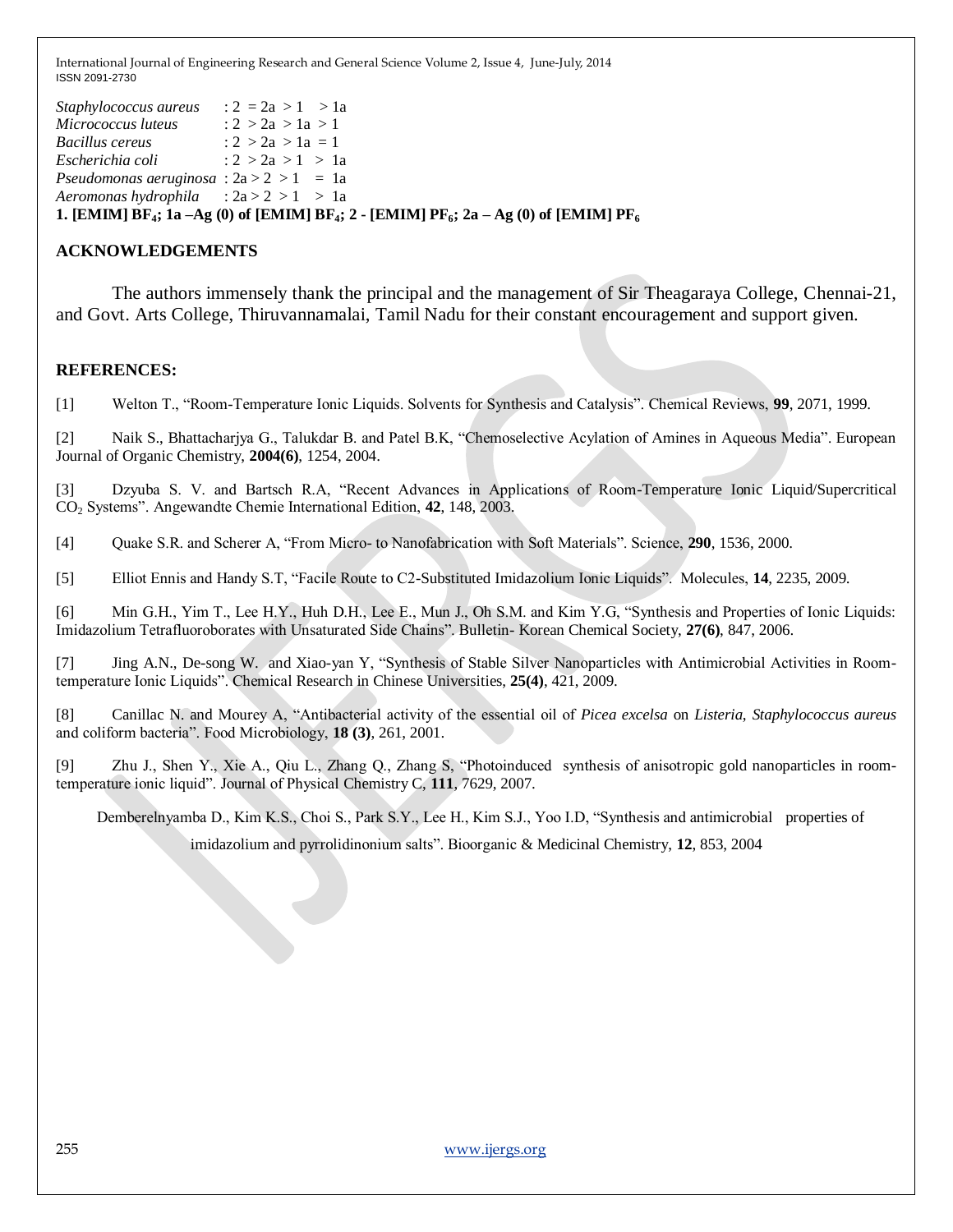*Staphylococcus aureus* : 2 = 2a > 1 > 1a
*Micrococcus luteus* : 2 > 2a > 1a > 1
*Bacillus cereus* : 2 > 2a > 1a = 1
*Escherichia coli* : 2 > 2a > 1 > 1a
*Pseudomonas aeruginosa* : 2a > 2 > 1 = 1a
*Aeromonas hydrophila* : 2a > 2 > 1 > 1a

**1. [EMIM] $BF_4$; 1a –Ag (0) of [EMIM] $BF_4$; 2 - [EMIM] $PF_6$; 2a – Ag (0) of [EMIM] $PF_6$**

## ACKNOWLEDGEMENTS

The authors immensely thank the principal and the management of Sir Theagaraya College, Chennai-21, and Govt. Arts College, Thiruvannamalai, Tamil Nadu for their constant encouragement and support given.

## REFERENCES:

[1] Welton T., "Room-Temperature Ionic Liquids. Solvents for Synthesis and Catalysis". Chemical Reviews, **99**, 2071, 1999.

[2] Naik S., Bhattacharjya G., Talukdar B. and Patel B.K, "Chemoselective Acylation of Amines in Aqueous Media". European Journal of Organic Chemistry, **2004(6)**, 1254, 2004.

[3] Dzyuba S. V. and Bartsch R.A, "Recent Advances in Applications of Room-Temperature Ionic Liquid/Supercritical $CO_2$ Systems". Angewandte Chemie International Edition, **42**, 148, 2003.

[4] Quake S.R. and Scherer A, "From Micro- to Nanofabrication with Soft Materials". Science, **290**, 1536, 2000.

[5] Elliot Ennis and Handy S.T, "Facile Route to C2-Substituted Imidazolium Ionic Liquids". Molecules, **14**, 2235, 2009.

[6] Min G.H., Yim T., Lee H.Y., Huh D.H., Lee E., Mun J., Oh S.M. and Kim Y.G, "Synthesis and Properties of Ionic Liquids: Imidazolium Tetrafluoroborates with Unsaturated Side Chains". Bulletin- Korean Chemical Society, **27(6)**, 847, 2006.

[7] Jing A.N., De-song W. and Xiao-yan Y, "Synthesis of Stable Silver Nanoparticles with Antimicrobial Activities in Room-temperature Ionic Liquids". Chemical Research in Chinese Universities, **25(4)**, 421, 2009.

[8] Canillac N. and Mourey A, "Antibacterial activity of the essential oil of *Picea excelsa* on *Listeria*, *Staphylococcus aureus* and coliform bacteria". Food Microbiology, **18 (3)**, 261, 2001.

[9] Zhu J., Shen Y., Xie A., Qiu L., Zhang Q., Zhang S, "Photoinduced synthesis of anisotropic gold nanoparticles in room-temperature ionic liquid". Journal of Physical Chemistry C, **111**, 7629, 2007.

Demberelnyamba D., Kim K.S., Choi S., Park S.Y., Lee H., Kim S.J., Yoo I.D, "Synthesis and antimicrobial properties of imidazolium and pyrrolidinonium salts". Bioorganic & Medicinal Chemistry, **12**, 853, 2004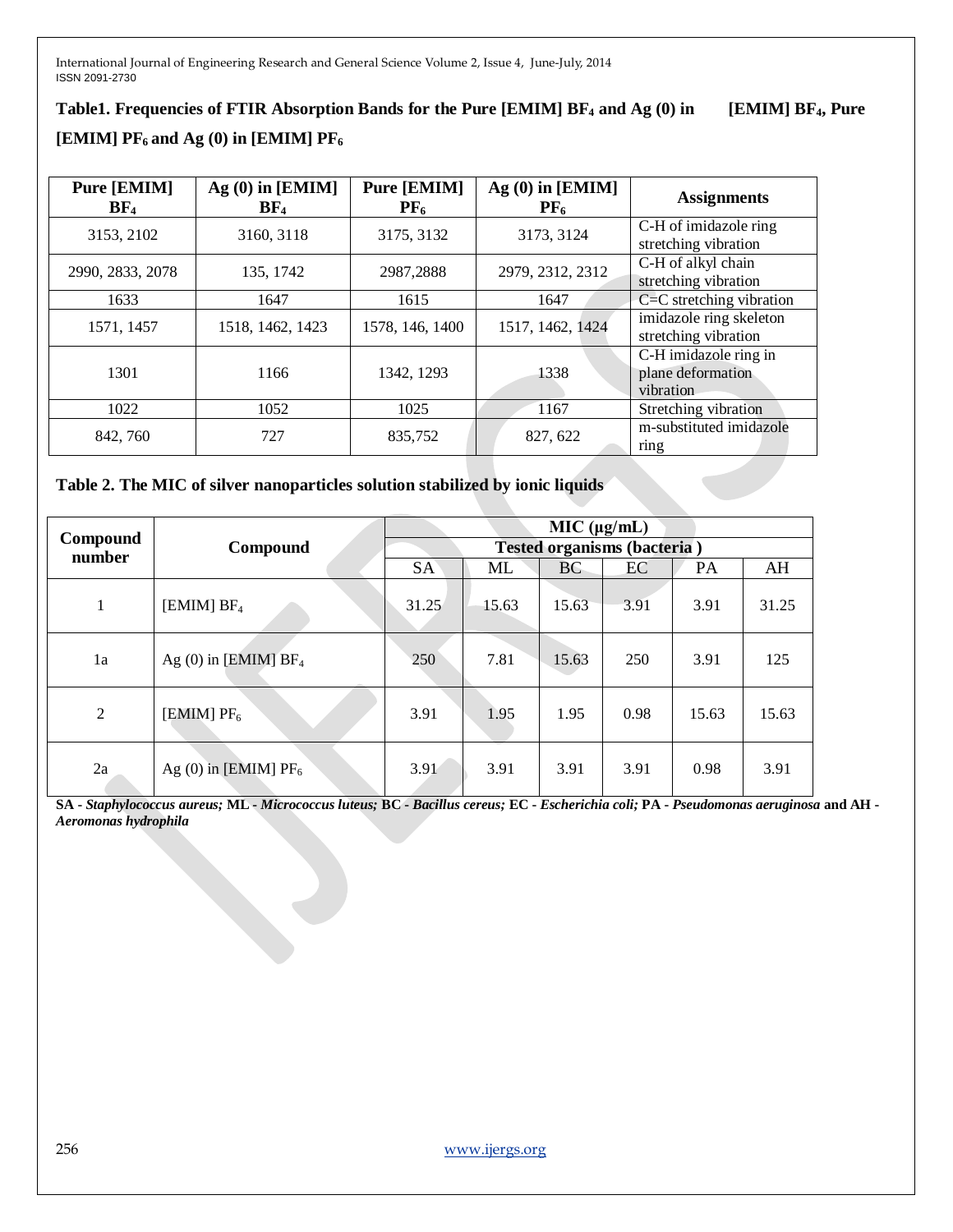**Table1. Frequencies of FTIR Absorption Bands for the Pure [EMIM] $BF_4$ and Ag (0) in [EMIM] $BF_4$, Pure [EMIM] $PF_6$ and Ag (0) in [EMIM] $PF_6$**

| Pure [EMIM] $BF_4$ | Ag (0) in [EMIM] $BF_4$ | Pure [EMIM] $PF_6$ | Ag (0) in [EMIM] $PF_6$ | Assignments |
|---|---|---|---|---|
| 3153, 2102 | 3160, 3118 | 3175, 3132 | 3173, 3124 | C-H of imidazole ring stretching vibration |
| 2990, 2833, 2078 | 135, 1742 | 2987,2888 | 2979, 2312, 2312 | C-H of alkyl chain stretching vibration |
| 1633 | 1647 | 1615 | 1647 | C=C stretching vibration |
| 1571, 1457 | 1518, 1462, 1423 | 1578, 146, 1400 | 1517, 1462, 1424 | imidazole ring skeleton stretching vibration |
| 1301 | 1166 | 1342, 1293 | 1338 | C-H imidazole ring in plane deformation vibration |
| 1022 | 1052 | 1025 | 1167 | Stretching vibration |
| 842, 760 | 727 | 835,752 | 827, 622 | m-substituted imidazole ring |

**Table 2. The MIC of silver nanoparticles solution stabilized by ionic liquids**

| Compound number | Compound | MIC (µg/mL) Tested organisms (bacteria ) | | | | | |
|---|---|---|---|---|---|---|---|
| | | SA | ML | BC | EC | PA | AH |
| 1 | [EMIM] $BF_4$ | 31.25 | 15.63 | 15.63 | 3.91 | 3.91 | 31.25 |
| 1a | Ag (0) in [EMIM] $BF_4$ | 250 | 7.81 | 15.63 | 250 | 3.91 | 125 |
| 2 | [EMIM] $PF_6$ | 3.91 | 1.95 | 1.95 | 0.98 | 15.63 | 15.63 |
| 2a | Ag (0) in [EMIM] $PF_6$ | 3.91 | 3.91 | 3.91 | 3.91 | 0.98 | 3.91 |

**SA -** ***Staphylococcus aureus;*** **ML -** ***Micrococcus luteus;*** **BC -** ***Bacillus cereus;*** **EC -** ***Escherichia coli;*** **PA -** ***Pseudomonas aeruginosa*** **and AH -** ***Aeromonas hydrophila***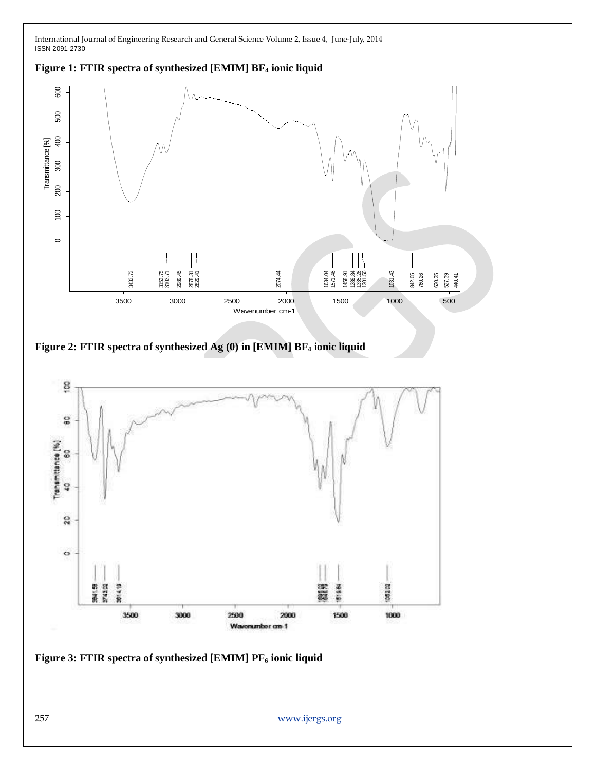**Figure 1: FTIR spectra of synthesized [EMIM] $BF_4$ ionic liquid**

Transmittance [%]
600
500
400
300
200
100
0

3433.72
3153.75
3103.71
2989.45
2878.31
2829.41
2074.44
1634.04
1571.48
1458.91
1389.84
1335.28
1301.50
1031.43
842.05
760.26
620.35
527.39
440.41

3500 3000 2500 2000 1500 1000 500
Wavenumber cm-1

**Figure 2: FTIR spectra of synthesized Ag (0) in [EMIM] $BF_4$ ionic liquid**

Transmittance [%]
100
80
60
40
20
0

3841.58
3743.02
3614.19
1695.02
1648.79
1519.64
1052.02

3500 3000 2500 2000 1500 1000
Wavenumber cm-1

**Figure 3: FTIR spectra of synthesized [EMIM] $PF_6$ ionic liquid**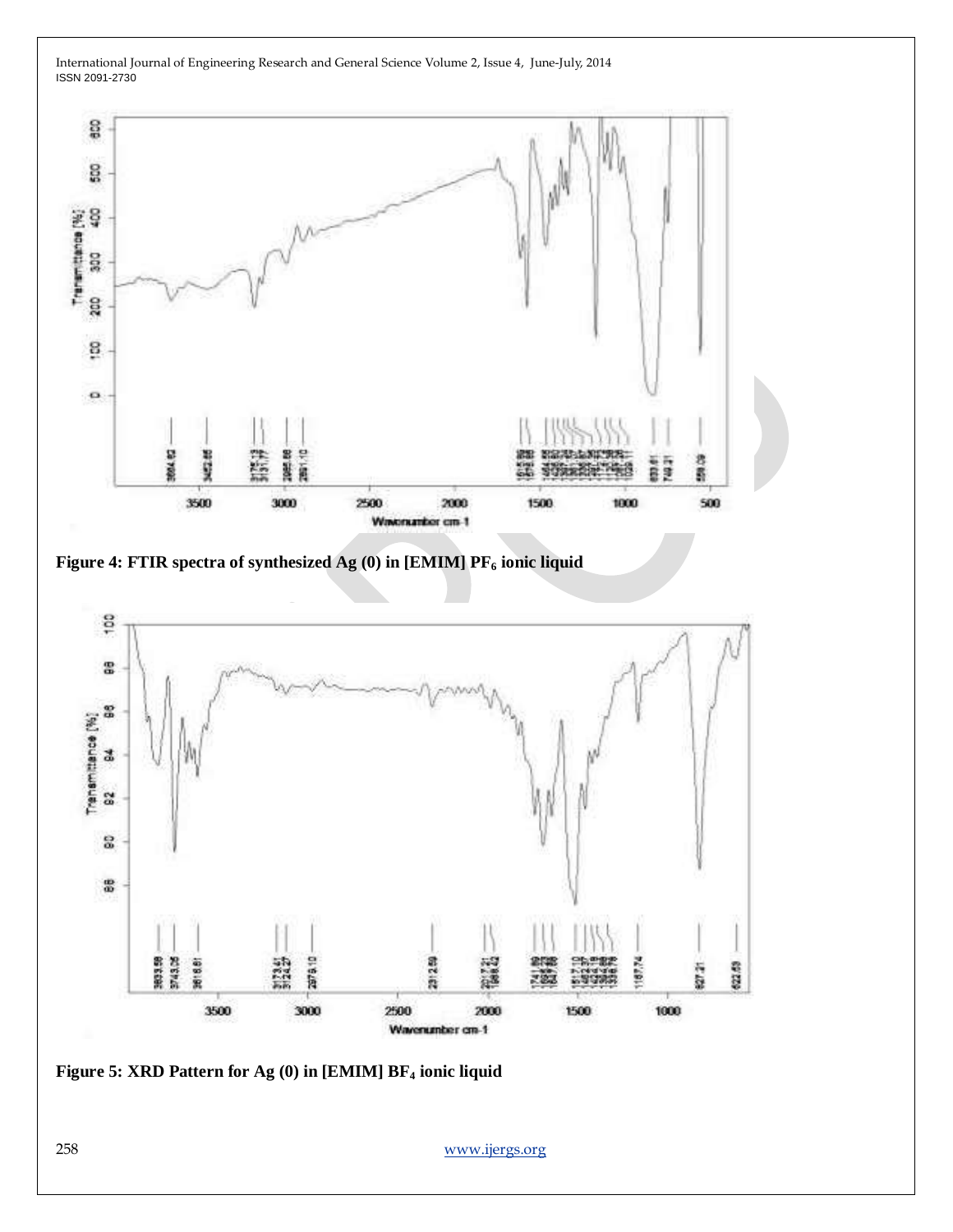Transmittance [%]

600
500
400
300
200
100
0

3664.92
3462.65
3175.13
3131.77
2995.66
2891.10
1615.99
1576.95
1464.55
1435.80
1398.17
1361.12
1326.07
1292.26
1247.59
1178.75
1136.58
1086.66
1028.11
833.61
749.31
559.09

3500 3000 2500 2000 1500 1000 500

Wavenumber cm-1

**Figure 4: FTIR spectra of synthesized Ag (0) in [EMIM] $PF_6$ ionic liquid**

Transmittance [%]

100
98
96
94
92
90
88

3833.58
3743.06
3616.61
3173.41
3124.27
2979.10
2312.59
2017.21
1986.42
1741.69
1693.73
1647.66
1517.10
1462.97
1422.19
1384.68
1336.78
1167.74
827.31
622.59

3500 3000 2500 2000 1500 1000

Wavenumber cm-1

**Figure 5: XRD Pattern for Ag (0) in [EMIM] $BF_4$ ionic liquid**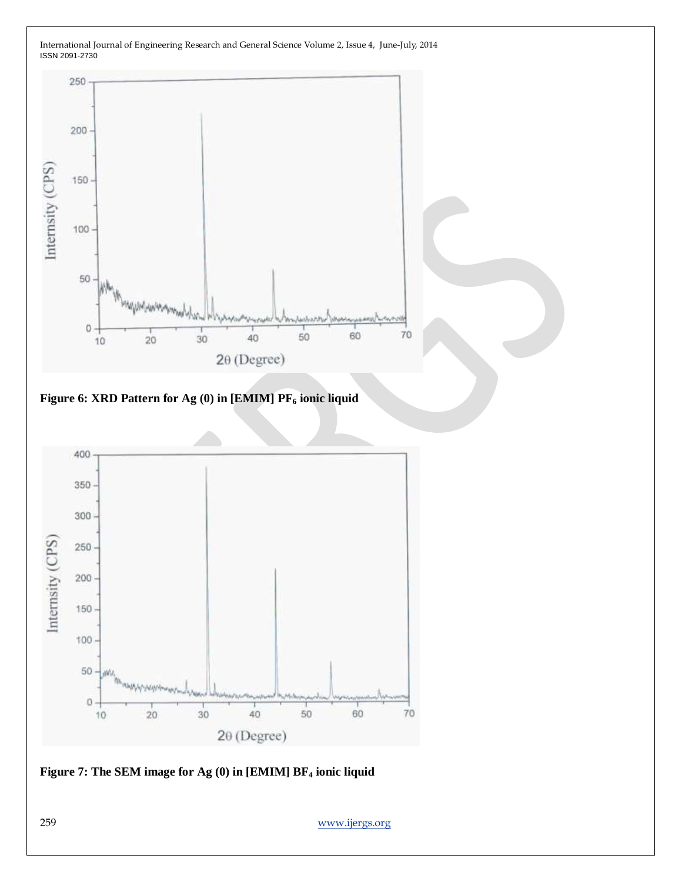250

200

150

100

50

0

Internsity (CPS)

10 20 30 40 50 60 70

2θ (Degree)

**Figure 6: XRD Pattern for Ag (0) in [EMIM] $PF_6$ ionic liquid**

400

350

300

250

200

150

100

50

0

Internsity (CPS)

10 20 30 40 50 60 70

2θ (Degree)

**Figure 7: The SEM image for Ag (0) in [EMIM] $BF_4$ ionic liquid**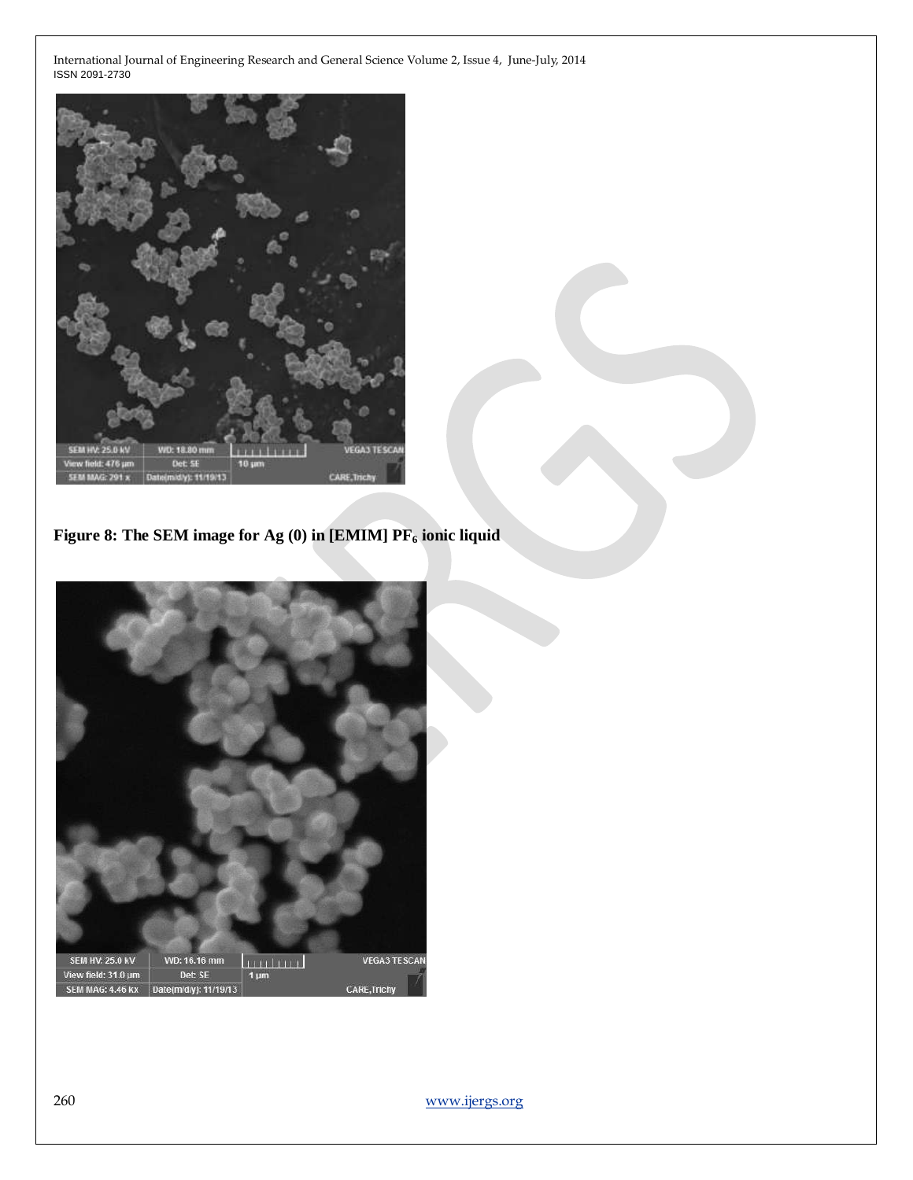**Figure 8: The SEM image for Ag (0) in [EMIM] $PF_6$ ionic liquid**